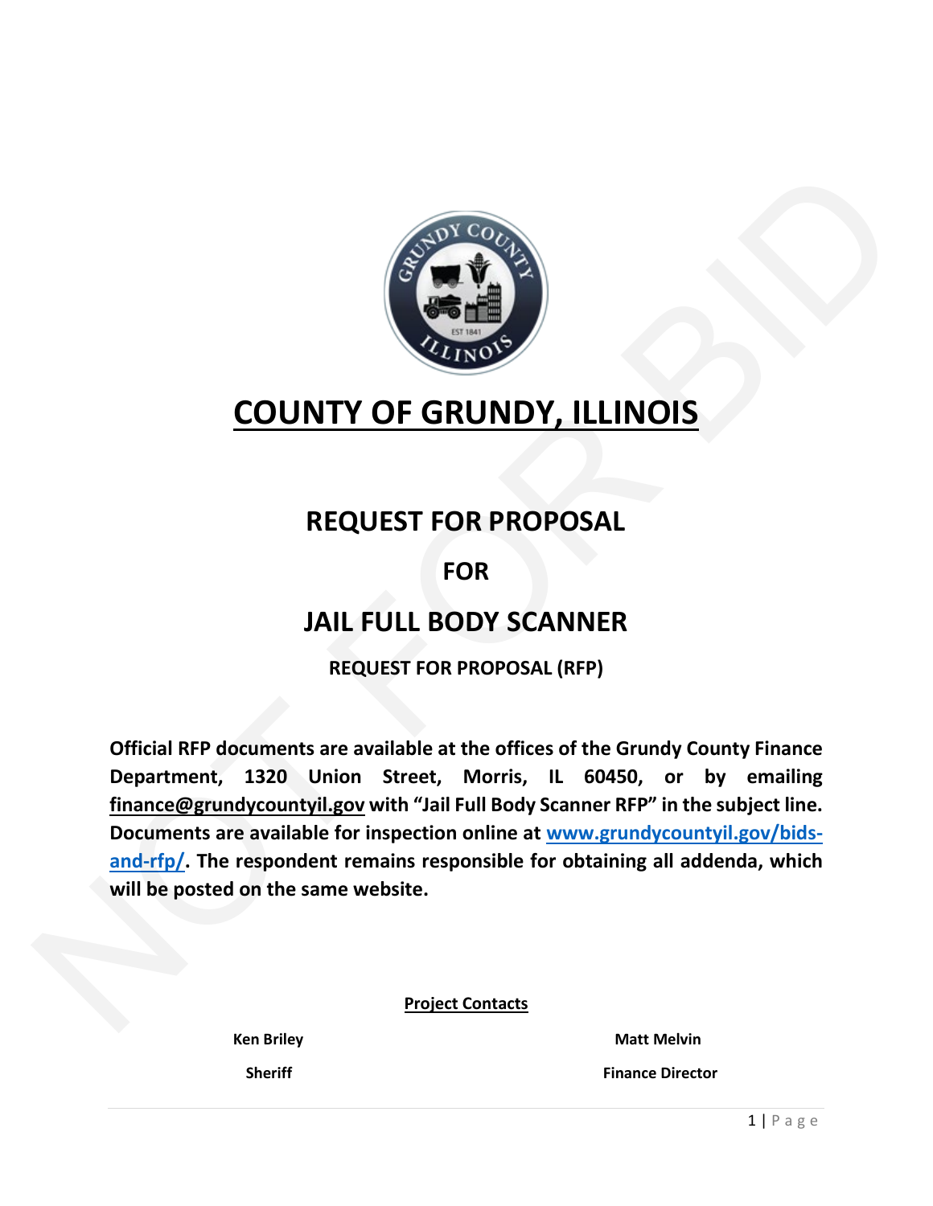# COUNTY OF GRUNDY, ILLINOIS

## REQUEST FOR PROPOSAL

## FOR

## JAIL FULL BODY SCANNER

### REQUEST FOR PROPOSAL (RFP)

**Official RFP documents are available at the offices of the Grundy County Finance Department, 1320 Union Street, Morris, IL 60450, or by emailing finance@grundycountyil.gov with "Jail Full Body Scanner RFP" in the subject line. Documents are available for inspection online at [www.grundycountyil.gov/bids-and-rfp/](www.grundycountyil.gov/bids-and-rfp/). The respondent remains responsible for obtaining all addenda, which will be posted on the same website.**

**Project Contacts**

| | |
|---|---|
| **Ken Briley** | **Matt Melvin** |
| **Sheriff** | **Finance Director** |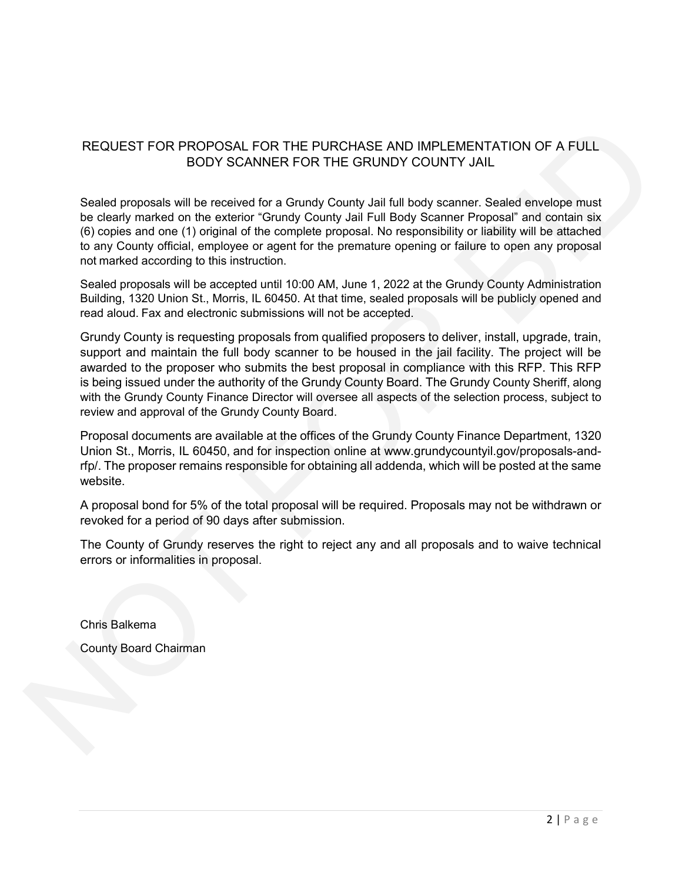# REQUEST FOR PROPOSAL FOR THE PURCHASE AND IMPLEMENTATION OF A FULL BODY SCANNER FOR THE GRUNDY COUNTY JAIL

Sealed proposals will be received for a Grundy County Jail full body scanner. Sealed envelope must be clearly marked on the exterior "Grundy County Jail Full Body Scanner Proposal" and contain six (6) copies and one (1) original of the complete proposal. No responsibility or liability will be attached to any County official, employee or agent for the premature opening or failure to open any proposal not marked according to this instruction.

Sealed proposals will be accepted until 10:00 AM, June 1, 2022 at the Grundy County Administration Building, 1320 Union St., Morris, IL 60450. At that time, sealed proposals will be publicly opened and read aloud. Fax and electronic submissions will not be accepted.

Grundy County is requesting proposals from qualified proposers to deliver, install, upgrade, train, support and maintain the full body scanner to be housed in the jail facility. The project will be awarded to the proposer who submits the best proposal in compliance with this RFP. This RFP is being issued under the authority of the Grundy County Board. The Grundy County Sheriff, along with the Grundy County Finance Director will oversee all aspects of the selection process, subject to review and approval of the Grundy County Board.

Proposal documents are available at the offices of the Grundy County Finance Department, 1320 Union St., Morris, IL 60450, and for inspection online at www.grundycountyil.gov/proposals-and-rfp/. The proposer remains responsible for obtaining all addenda, which will be posted at the same website.

A proposal bond for 5% of the total proposal will be required. Proposals may not be withdrawn or revoked for a period of 90 days after submission.

The County of Grundy reserves the right to reject any and all proposals and to waive technical errors or informalities in proposal.

Chris Balkema

County Board Chairman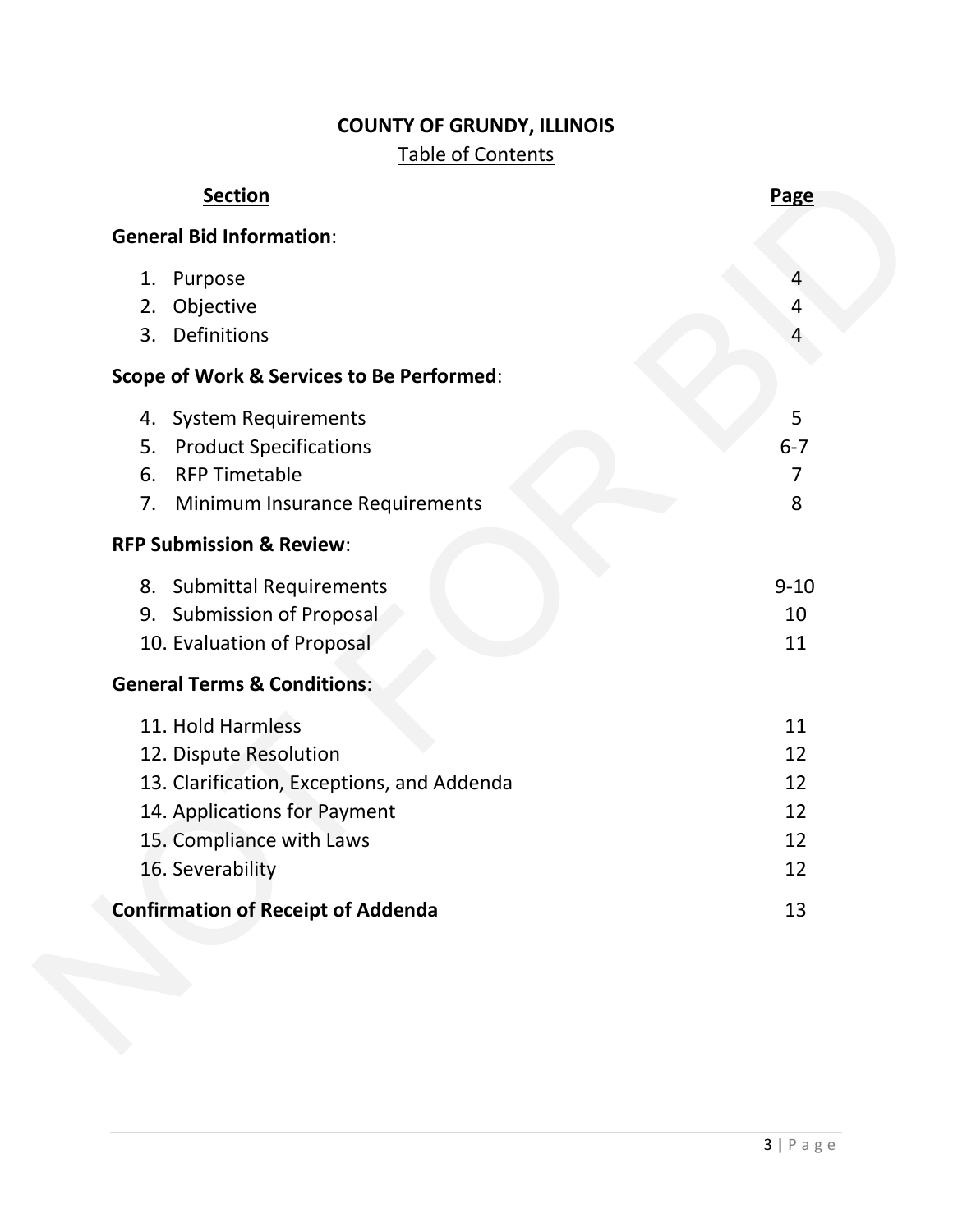# COUNTY OF GRUNDY, ILLINOIS

## Table of Contents

| Section | Page |
|---|---|
| **General Bid Information**: | |
| 1. Purpose | 4 |
| 2. Objective | 4 |
| 3. Definitions | 4 |
| **Scope of Work & Services to Be Performed**: | |
| 4. System Requirements | 5 |
| 5. Product Specifications | 6-7 |
| 6. RFP Timetable | 7 |
| 7. Minimum Insurance Requirements | 8 |
| **RFP Submission & Review**: | |
| 8. Submittal Requirements | 9-10 |
| 9. Submission of Proposal | 10 |
| 10. Evaluation of Proposal | 11 |
| **General Terms & Conditions**: | |
| 11. Hold Harmless | 11 |
| 12. Dispute Resolution | 12 |
| 13. Clarification, Exceptions, and Addenda | 12 |
| 14. Applications for Payment | 12 |
| 15. Compliance with Laws | 12 |
| 16. Severability | 12 |
| **Confirmation of Receipt of Addenda** | 13 |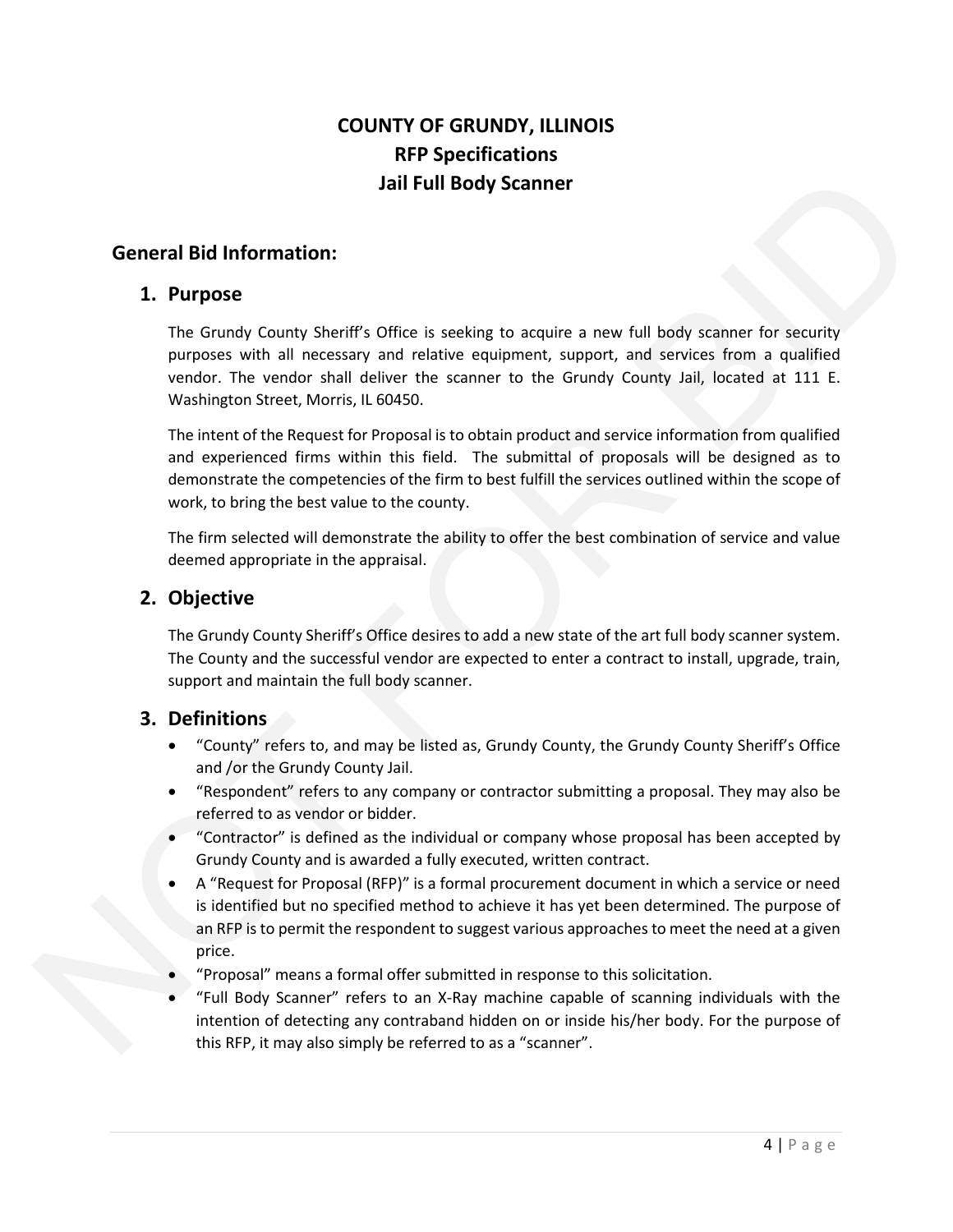# COUNTY OF GRUNDY, ILLINOIS
# RFP Specifications
# Jail Full Body Scanner

## General Bid Information:

### 1. Purpose

The Grundy County Sheriff's Office is seeking to acquire a new full body scanner for security purposes with all necessary and relative equipment, support, and services from a qualified vendor. The vendor shall deliver the scanner to the Grundy County Jail, located at 111 E. Washington Street, Morris, IL 60450.

The intent of the Request for Proposal is to obtain product and service information from qualified and experienced firms within this field. The submittal of proposals will be designed as to demonstrate the competencies of the firm to best fulfill the services outlined within the scope of work, to bring the best value to the county.

The firm selected will demonstrate the ability to offer the best combination of service and value deemed appropriate in the appraisal.

### 2. Objective

The Grundy County Sheriff's Office desires to add a new state of the art full body scanner system. The County and the successful vendor are expected to enter a contract to install, upgrade, train, support and maintain the full body scanner.

### 3. Definitions

- "County" refers to, and may be listed as, Grundy County, the Grundy County Sheriff's Office and /or the Grundy County Jail.
- "Respondent" refers to any company or contractor submitting a proposal. They may also be referred to as vendor or bidder.
- "Contractor" is defined as the individual or company whose proposal has been accepted by Grundy County and is awarded a fully executed, written contract.
- A "Request for Proposal (RFP)" is a formal procurement document in which a service or need is identified but no specified method to achieve it has yet been determined. The purpose of an RFP is to permit the respondent to suggest various approaches to meet the need at a given price.
- "Proposal" means a formal offer submitted in response to this solicitation.
- "Full Body Scanner" refers to an X-Ray machine capable of scanning individuals with the intention of detecting any contraband hidden on or inside his/her body. For the purpose of this RFP, it may also simply be referred to as a "scanner".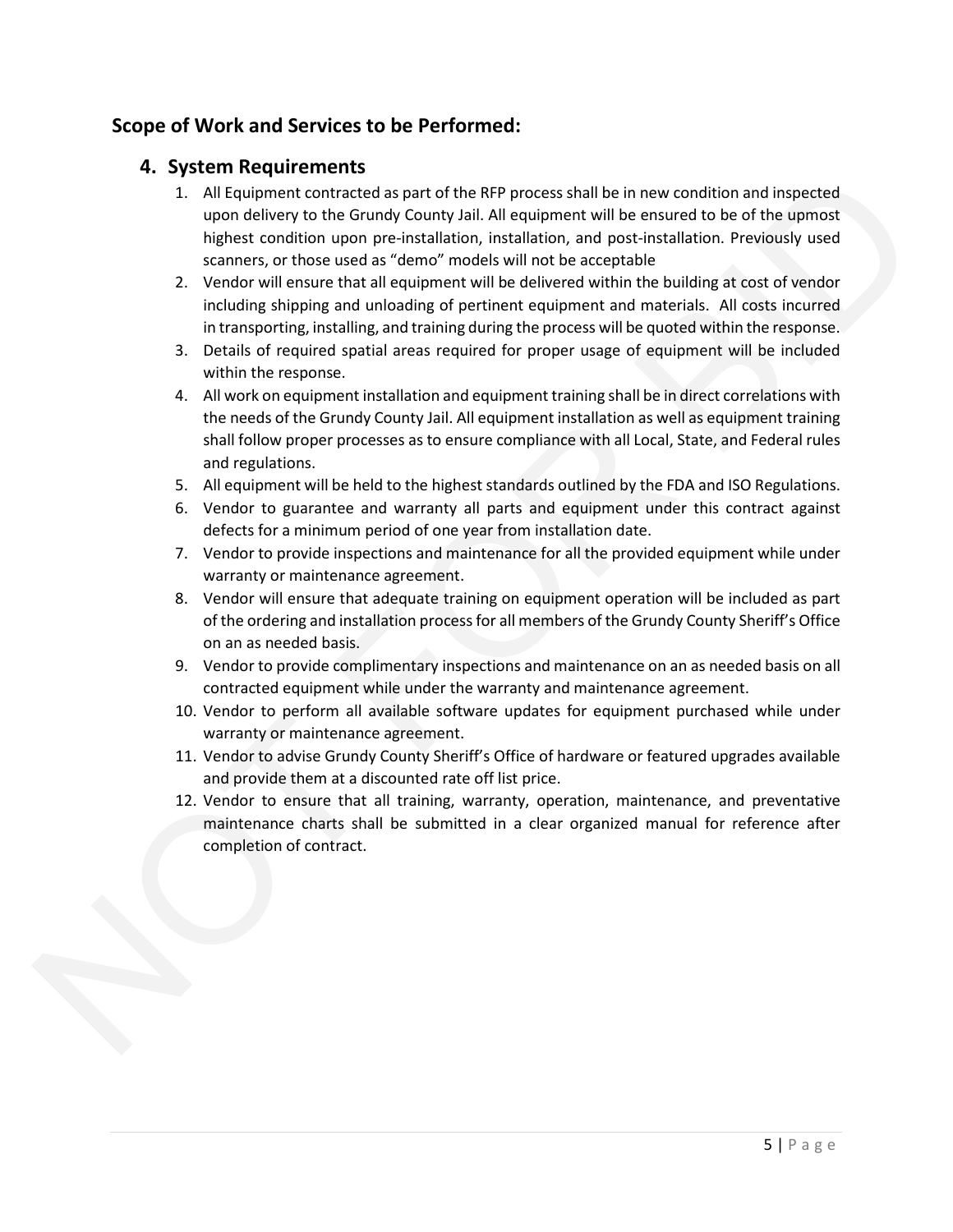## Scope of Work and Services to be Performed:

### 4. System Requirements

1. All Equipment contracted as part of the RFP process shall be in new condition and inspected upon delivery to the Grundy County Jail. All equipment will be ensured to be of the upmost highest condition upon pre-installation, installation, and post-installation. Previously used scanners, or those used as "demo" models will not be acceptable
2. Vendor will ensure that all equipment will be delivered within the building at cost of vendor including shipping and unloading of pertinent equipment and materials. All costs incurred in transporting, installing, and training during the process will be quoted within the response.
3. Details of required spatial areas required for proper usage of equipment will be included within the response.
4. All work on equipment installation and equipment training shall be in direct correlations with the needs of the Grundy County Jail. All equipment installation as well as equipment training shall follow proper processes as to ensure compliance with all Local, State, and Federal rules and regulations.
5. All equipment will be held to the highest standards outlined by the FDA and ISO Regulations.
6. Vendor to guarantee and warranty all parts and equipment under this contract against defects for a minimum period of one year from installation date.
7. Vendor to provide inspections and maintenance for all the provided equipment while under warranty or maintenance agreement.
8. Vendor will ensure that adequate training on equipment operation will be included as part of the ordering and installation process for all members of the Grundy County Sheriff's Office on an as needed basis.
9. Vendor to provide complimentary inspections and maintenance on an as needed basis on all contracted equipment while under the warranty and maintenance agreement.
10. Vendor to perform all available software updates for equipment purchased while under warranty or maintenance agreement.
11. Vendor to advise Grundy County Sheriff's Office of hardware or featured upgrades available and provide them at a discounted rate off list price.
12. Vendor to ensure that all training, warranty, operation, maintenance, and preventative maintenance charts shall be submitted in a clear organized manual for reference after completion of contract.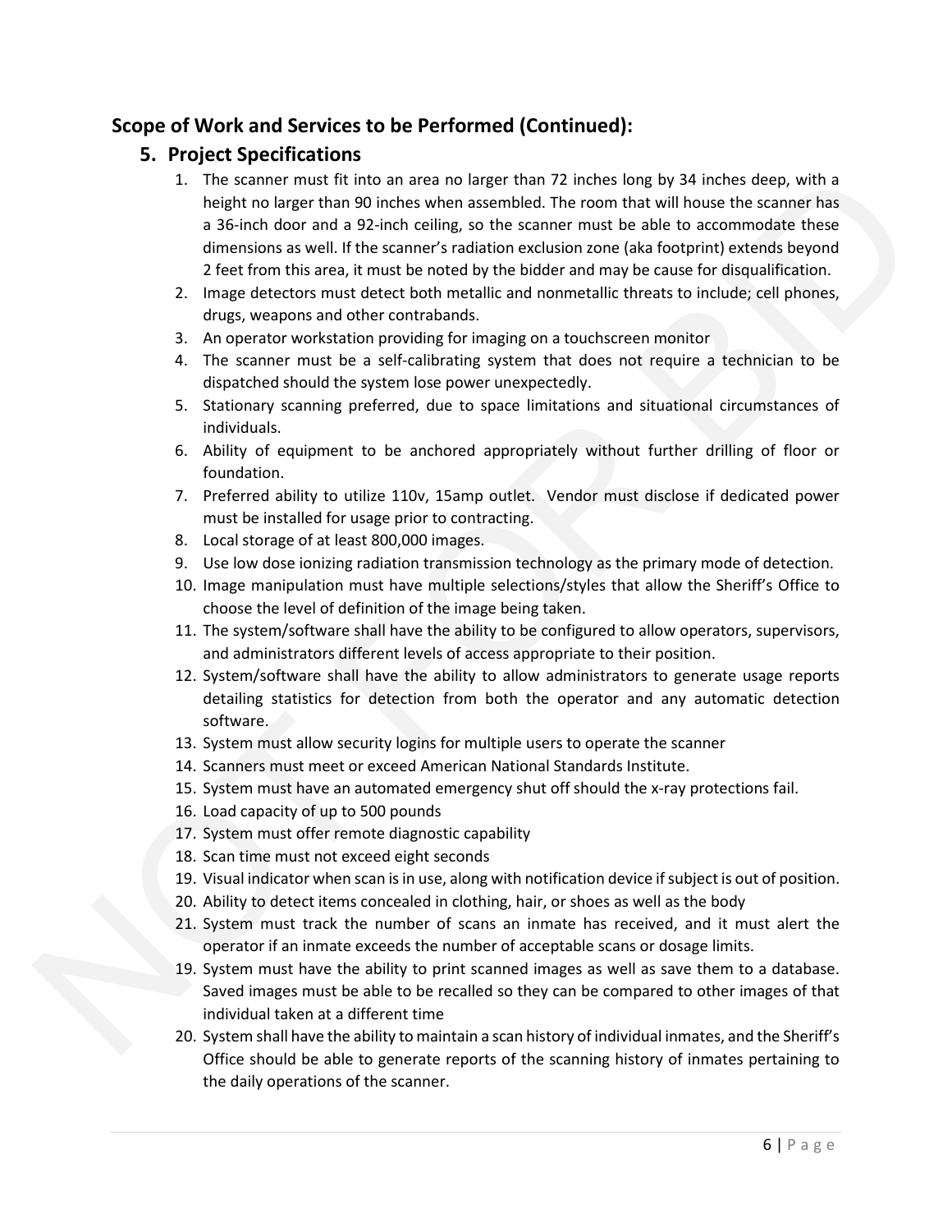## Scope of Work and Services to be Performed (Continued):

### 5. Project Specifications

1. The scanner must fit into an area no larger than 72 inches long by 34 inches deep, with a height no larger than 90 inches when assembled. The room that will house the scanner has a 36-inch door and a 92-inch ceiling, so the scanner must be able to accommodate these dimensions as well. If the scanner's radiation exclusion zone (aka footprint) extends beyond 2 feet from this area, it must be noted by the bidder and may be cause for disqualification.
2. Image detectors must detect both metallic and nonmetallic threats to include; cell phones, drugs, weapons and other contrabands.
3. An operator workstation providing for imaging on a touchscreen monitor
4. The scanner must be a self-calibrating system that does not require a technician to be dispatched should the system lose power unexpectedly.
5. Stationary scanning preferred, due to space limitations and situational circumstances of individuals.
6. Ability of equipment to be anchored appropriately without further drilling of floor or foundation.
7. Preferred ability to utilize 110v, 15amp outlet. Vendor must disclose if dedicated power must be installed for usage prior to contracting.
8. Local storage of at least 800,000 images.
9. Use low dose ionizing radiation transmission technology as the primary mode of detection.
10. Image manipulation must have multiple selections/styles that allow the Sheriff's Office to choose the level of definition of the image being taken.
11. The system/software shall have the ability to be configured to allow operators, supervisors, and administrators different levels of access appropriate to their position.
12. System/software shall have the ability to allow administrators to generate usage reports detailing statistics for detection from both the operator and any automatic detection software.
13. System must allow security logins for multiple users to operate the scanner
14. Scanners must meet or exceed American National Standards Institute.
15. System must have an automated emergency shut off should the x-ray protections fail.
16. Load capacity of up to 500 pounds
17. System must offer remote diagnostic capability
18. Scan time must not exceed eight seconds
19. Visual indicator when scan is in use, along with notification device if subject is out of position.
20. Ability to detect items concealed in clothing, hair, or shoes as well as the body
21. System must track the number of scans an inmate has received, and it must alert the operator if an inmate exceeds the number of acceptable scans or dosage limits.

19. System must have the ability to print scanned images as well as save them to a database. Saved images must be able to be recalled so they can be compared to other images of that individual taken at a different time
20. System shall have the ability to maintain a scan history of individual inmates, and the Sheriff's Office should be able to generate reports of the scanning history of inmates pertaining to the daily operations of the scanner.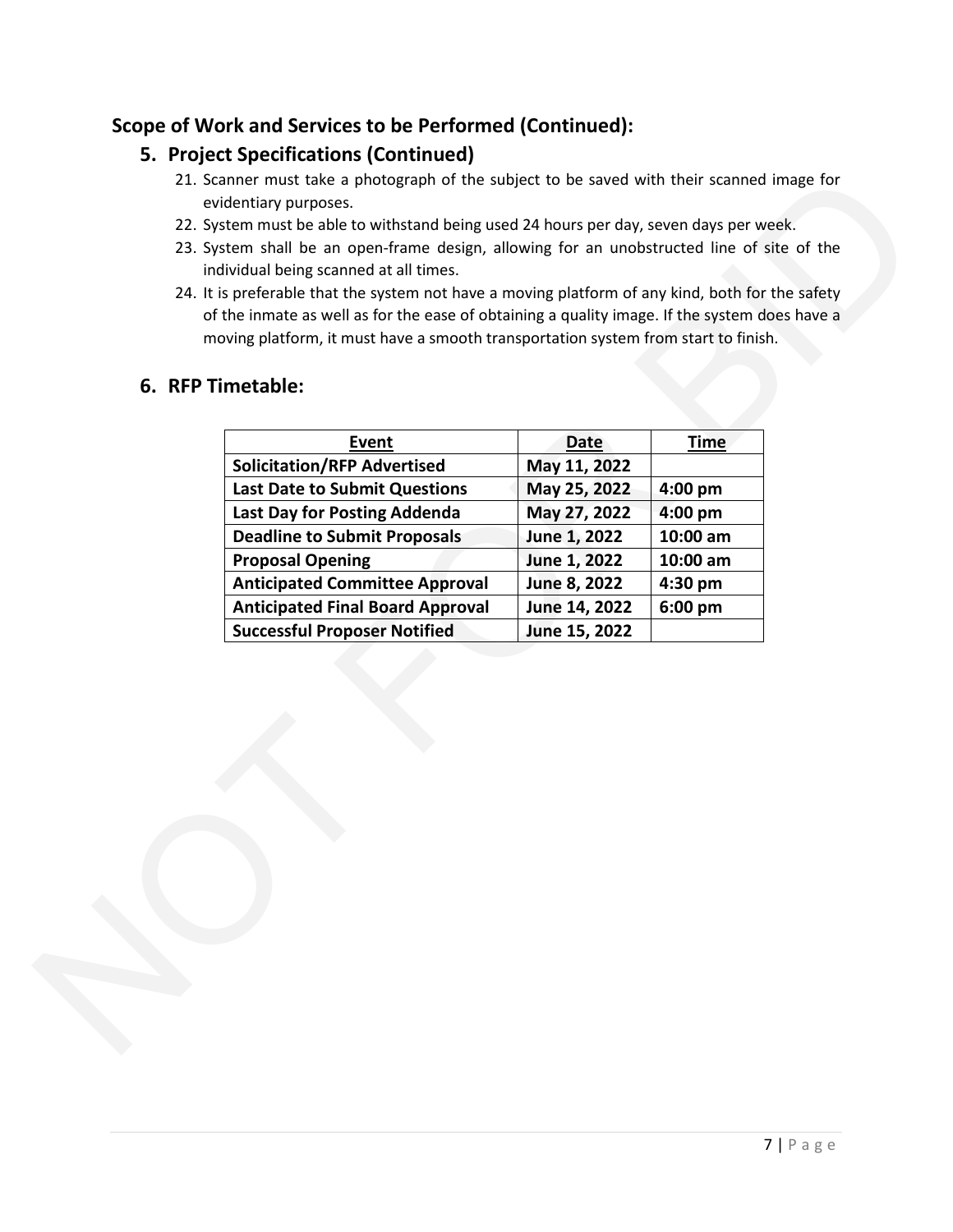## Scope of Work and Services to be Performed (Continued):

### 5. Project Specifications (Continued)

21. Scanner must take a photograph of the subject to be saved with their scanned image for evidentiary purposes.
22. System must be able to withstand being used 24 hours per day, seven days per week.
23. System shall be an open-frame design, allowing for an unobstructed line of site of the individual being scanned at all times.
24. It is preferable that the system not have a moving platform of any kind, both for the safety of the inmate as well as for the ease of obtaining a quality image. If the system does have a moving platform, it must have a smooth transportation system from start to finish.

### 6. RFP Timetable:

| Event | Date | Time |
|---|---|---|
| **Solicitation/RFP Advertised** | **May 11, 2022** | |
| **Last Date to Submit Questions** | **May 25, 2022** | **4:00 pm** |
| **Last Day for Posting Addenda** | **May 27, 2022** | **4:00 pm** |
| **Deadline to Submit Proposals** | **June 1, 2022** | **10:00 am** |
| **Proposal Opening** | **June 1, 2022** | **10:00 am** |
| **Anticipated Committee Approval** | **June 8, 2022** | **4:30 pm** |
| **Anticipated Final Board Approval** | **June 14, 2022** | **6:00 pm** |
| **Successful Proposer Notified** | **June 15, 2022** | |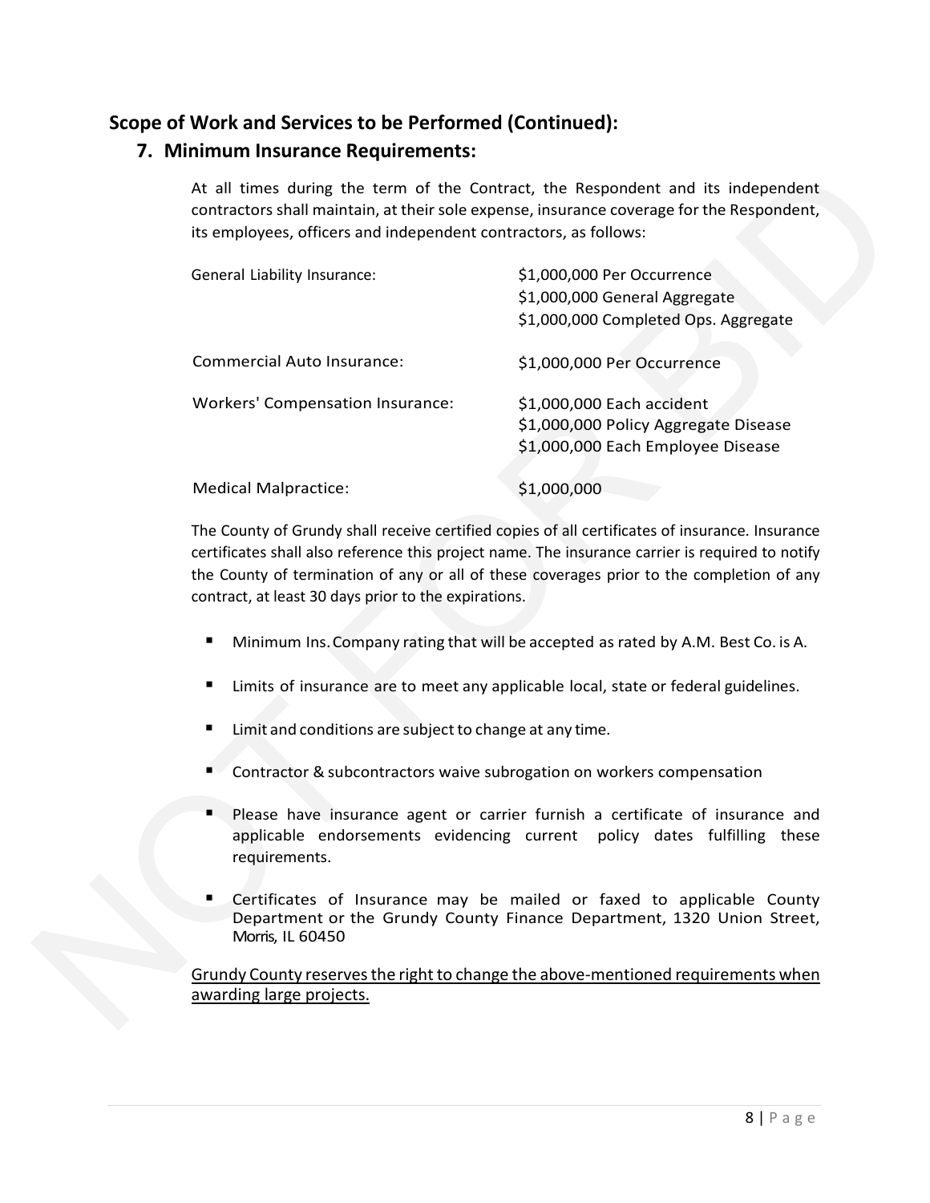## Scope of Work and Services to be Performed (Continued):

### 7. Minimum Insurance Requirements:

At all times during the term of the Contract, the Respondent and its independent contractors shall maintain, at their sole expense, insurance coverage for the Respondent, its employees, officers and independent contractors, as follows:

| | |
|---|---|
| General Liability Insurance: | $1,000,000 Per Occurrence<br>$1,000,000 General Aggregate<br>$1,000,000 Completed Ops. Aggregate |
| Commercial Auto Insurance: | $1,000,000 Per Occurrence |
| Workers' Compensation Insurance: | $1,000,000 Each accident<br>$1,000,000 Policy Aggregate Disease<br>$1,000,000 Each Employee Disease |
| Medical Malpractice: | $1,000,000 |

The County of Grundy shall receive certified copies of all certificates of insurance. Insurance certificates shall also reference this project name. The insurance carrier is required to notify the County of termination of any or all of these coverages prior to the completion of any contract, at least 30 days prior to the expirations.

- Minimum Ins. Company rating that will be accepted as rated by A.M. Best Co. is A.
- Limits of insurance are to meet any applicable local, state or federal guidelines.
- Limit and conditions are subject to change at any time.
- Contractor & subcontractors waive subrogation on workers compensation
- Please have insurance agent or carrier furnish a certificate of insurance and applicable endorsements evidencing current policy dates fulfilling these requirements.
- Certificates of Insurance may be mailed or faxed to applicable County Department or the Grundy County Finance Department, 1320 Union Street, Morris, IL 60450

Grundy County reserves the right to change the above-mentioned requirements when awarding large projects.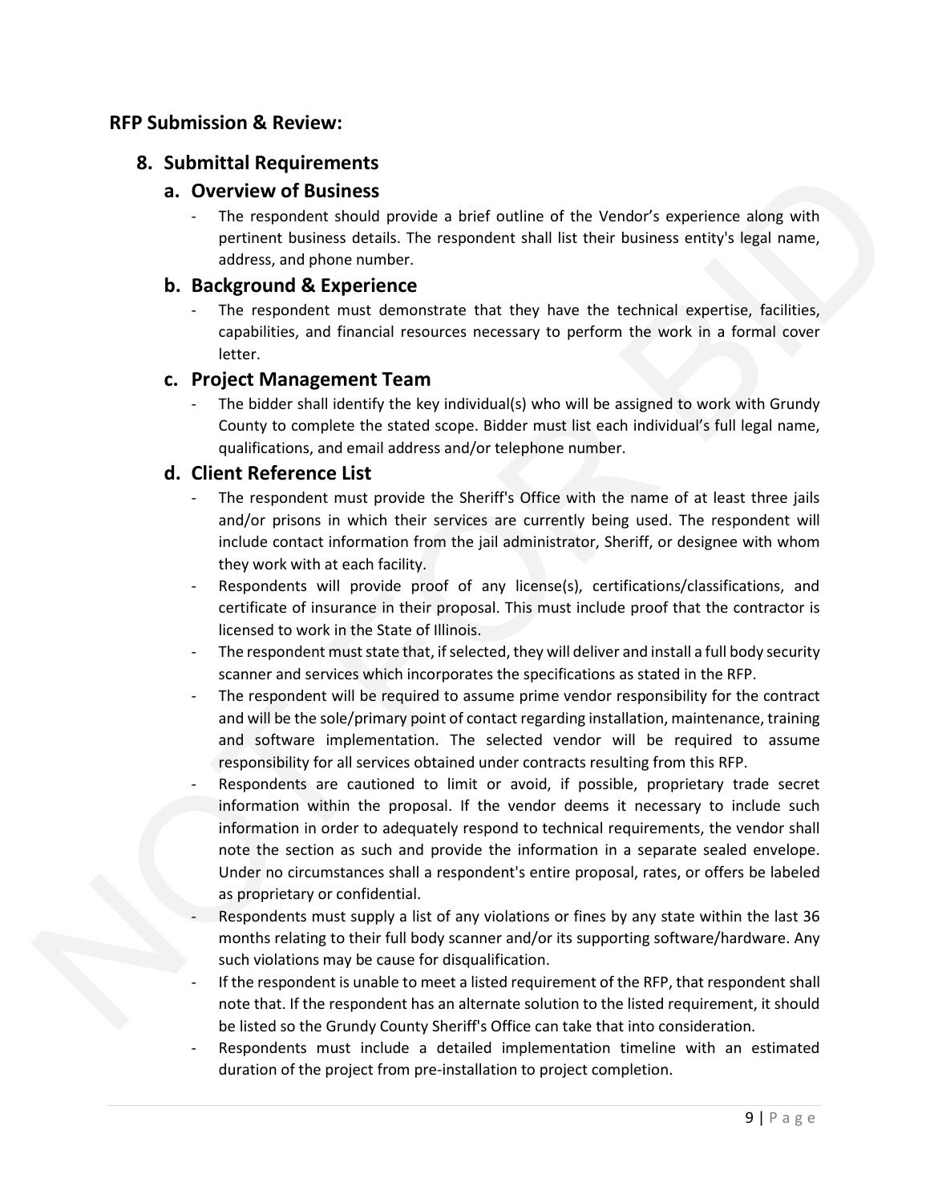## RFP Submission & Review:

### 8. Submittal Requirements

#### a. Overview of Business

- The respondent should provide a brief outline of the Vendor's experience along with pertinent business details. The respondent shall list their business entity's legal name, address, and phone number.

#### b. Background & Experience

- The respondent must demonstrate that they have the technical expertise, facilities, capabilities, and financial resources necessary to perform the work in a formal cover letter.

#### c. Project Management Team

- The bidder shall identify the key individual(s) who will be assigned to work with Grundy County to complete the stated scope. Bidder must list each individual's full legal name, qualifications, and email address and/or telephone number.

#### d. Client Reference List

- The respondent must provide the Sheriff's Office with the name of at least three jails and/or prisons in which their services are currently being used. The respondent will include contact information from the jail administrator, Sheriff, or designee with whom they work with at each facility.
- Respondents will provide proof of any license(s), certifications/classifications, and certificate of insurance in their proposal. This must include proof that the contractor is licensed to work in the State of Illinois.
- The respondent must state that, if selected, they will deliver and install a full body security scanner and services which incorporates the specifications as stated in the RFP.
- The respondent will be required to assume prime vendor responsibility for the contract and will be the sole/primary point of contact regarding installation, maintenance, training and software implementation. The selected vendor will be required to assume responsibility for all services obtained under contracts resulting from this RFP.
- Respondents are cautioned to limit or avoid, if possible, proprietary trade secret information within the proposal. If the vendor deems it necessary to include such information in order to adequately respond to technical requirements, the vendor shall note the section as such and provide the information in a separate sealed envelope. Under no circumstances shall a respondent's entire proposal, rates, or offers be labeled as proprietary or confidential.
- Respondents must supply a list of any violations or fines by any state within the last 36 months relating to their full body scanner and/or its supporting software/hardware. Any such violations may be cause for disqualification.
- If the respondent is unable to meet a listed requirement of the RFP, that respondent shall note that. If the respondent has an alternate solution to the listed requirement, it should be listed so the Grundy County Sheriff's Office can take that into consideration.
- Respondents must include a detailed implementation timeline with an estimated duration of the project from pre-installation to project completion.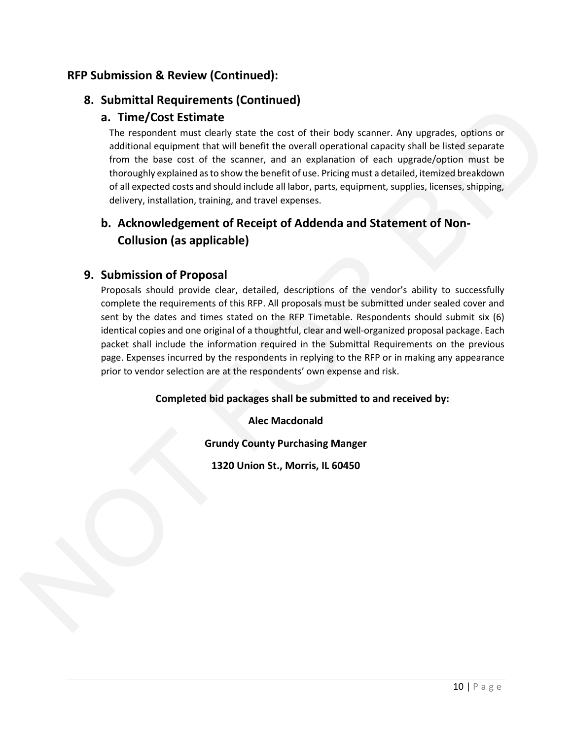## RFP Submission & Review (Continued):

### 8. Submittal Requirements (Continued)

#### a. Time/Cost Estimate

The respondent must clearly state the cost of their body scanner. Any upgrades, options or additional equipment that will benefit the overall operational capacity shall be listed separate from the base cost of the scanner, and an explanation of each upgrade/option must be thoroughly explained as to show the benefit of use. Pricing must a detailed, itemized breakdown of all expected costs and should include all labor, parts, equipment, supplies, licenses, shipping, delivery, installation, training, and travel expenses.

#### b. Acknowledgement of Receipt of Addenda and Statement of Non-Collusion (as applicable)

### 9. Submission of Proposal

Proposals should provide clear, detailed, descriptions of the vendor's ability to successfully complete the requirements of this RFP. All proposals must be submitted under sealed cover and sent by the dates and times stated on the RFP Timetable. Respondents should submit six (6) identical copies and one original of a thoughtful, clear and well-organized proposal package. Each packet shall include the information required in the Submittal Requirements on the previous page. Expenses incurred by the respondents in replying to the RFP or in making any appearance prior to vendor selection are at the respondents' own expense and risk.

**Completed bid packages shall be submitted to and received by:**

**Alec Macdonald**

**Grundy County Purchasing Manger**

**1320 Union St., Morris, IL 60450**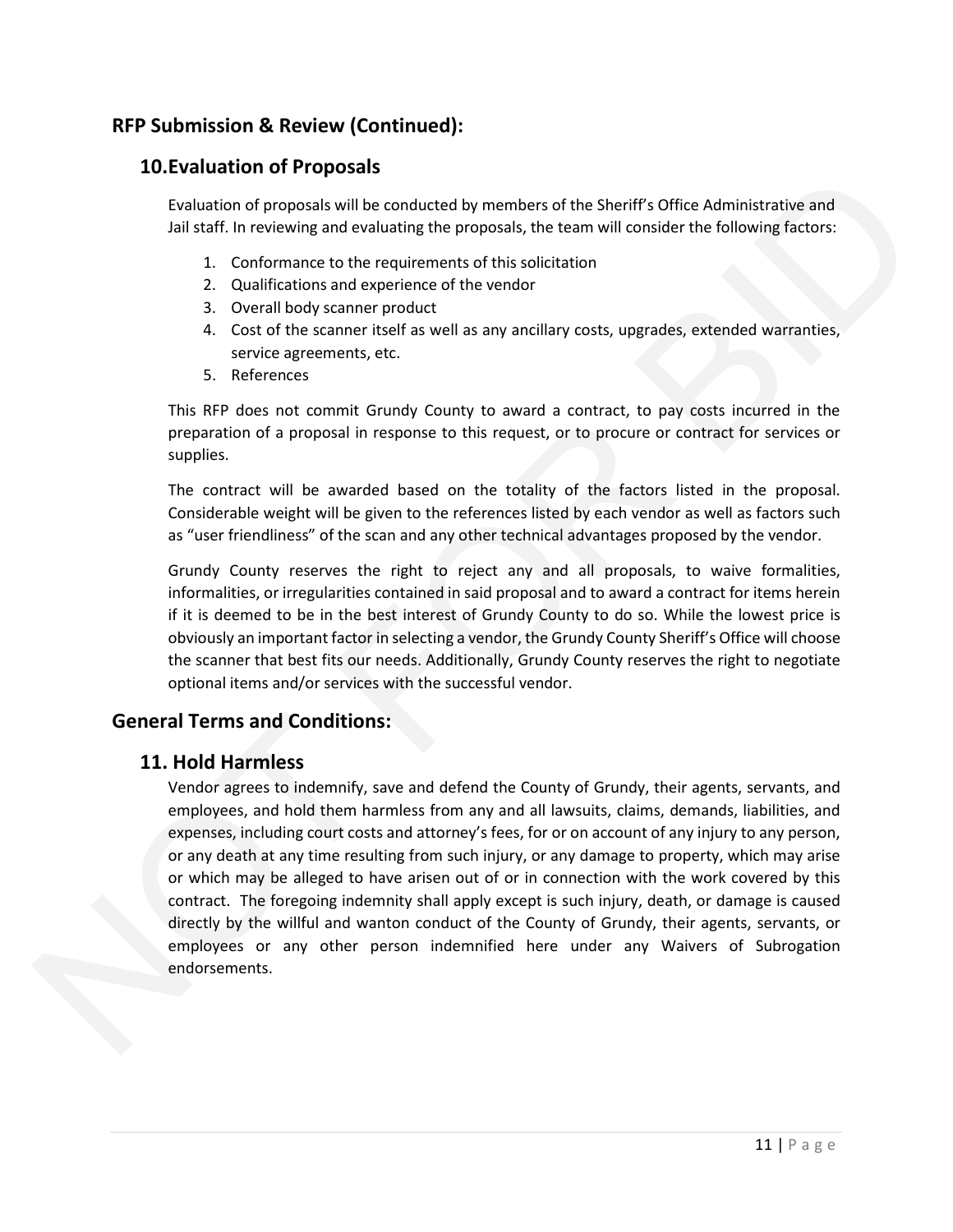## RFP Submission & Review (Continued):

### 10. Evaluation of Proposals

Evaluation of proposals will be conducted by members of the Sheriff's Office Administrative and Jail staff. In reviewing and evaluating the proposals, the team will consider the following factors:

1. Conformance to the requirements of this solicitation
2. Qualifications and experience of the vendor
3. Overall body scanner product
4. Cost of the scanner itself as well as any ancillary costs, upgrades, extended warranties, service agreements, etc.
5. References

This RFP does not commit Grundy County to award a contract, to pay costs incurred in the preparation of a proposal in response to this request, or to procure or contract for services or supplies.

The contract will be awarded based on the totality of the factors listed in the proposal. Considerable weight will be given to the references listed by each vendor as well as factors such as "user friendliness" of the scan and any other technical advantages proposed by the vendor.

Grundy County reserves the right to reject any and all proposals, to waive formalities, informalities, or irregularities contained in said proposal and to award a contract for items herein if it is deemed to be in the best interest of Grundy County to do so. While the lowest price is obviously an important factor in selecting a vendor, the Grundy County Sheriff's Office will choose the scanner that best fits our needs. Additionally, Grundy County reserves the right to negotiate optional items and/or services with the successful vendor.

## General Terms and Conditions:

### 11. Hold Harmless

Vendor agrees to indemnify, save and defend the County of Grundy, their agents, servants, and employees, and hold them harmless from any and all lawsuits, claims, demands, liabilities, and expenses, including court costs and attorney's fees, for or on account of any injury to any person, or any death at any time resulting from such injury, or any damage to property, which may arise or which may be alleged to have arisen out of or in connection with the work covered by this contract. The foregoing indemnity shall apply except is such injury, death, or damage is caused directly by the willful and wanton conduct of the County of Grundy, their agents, servants, or employees or any other person indemnified here under any Waivers of Subrogation endorsements.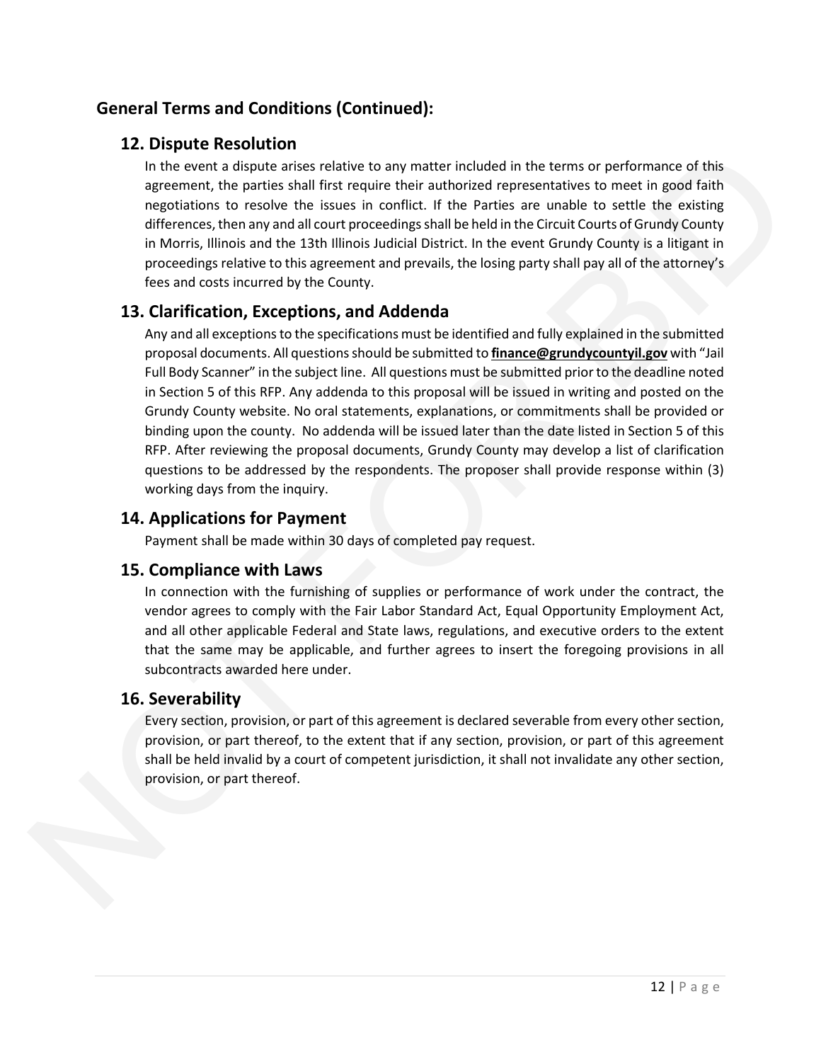## General Terms and Conditions (Continued):

### 12. Dispute Resolution

In the event a dispute arises relative to any matter included in the terms or performance of this agreement, the parties shall first require their authorized representatives to meet in good faith negotiations to resolve the issues in conflict. If the Parties are unable to settle the existing differences, then any and all court proceedings shall be held in the Circuit Courts of Grundy County in Morris, Illinois and the 13th Illinois Judicial District. In the event Grundy County is a litigant in proceedings relative to this agreement and prevails, the losing party shall pay all of the attorney's fees and costs incurred by the County.

### 13. Clarification, Exceptions, and Addenda

Any and all exceptions to the specifications must be identified and fully explained in the submitted proposal documents. All questions should be submitted to **finance@grundycountyil.gov** with "Jail Full Body Scanner" in the subject line. All questions must be submitted prior to the deadline noted in Section 5 of this RFP. Any addenda to this proposal will be issued in writing and posted on the Grundy County website. No oral statements, explanations, or commitments shall be provided or binding upon the county. No addenda will be issued later than the date listed in Section 5 of this RFP. After reviewing the proposal documents, Grundy County may develop a list of clarification questions to be addressed by the respondents. The proposer shall provide response within (3) working days from the inquiry.

### 14. Applications for Payment

Payment shall be made within 30 days of completed pay request.

### 15. Compliance with Laws

In connection with the furnishing of supplies or performance of work under the contract, the vendor agrees to comply with the Fair Labor Standard Act, Equal Opportunity Employment Act, and all other applicable Federal and State laws, regulations, and executive orders to the extent that the same may be applicable, and further agrees to insert the foregoing provisions in all subcontracts awarded here under.

### 16. Severability

Every section, provision, or part of this agreement is declared severable from every other section, provision, or part thereof, to the extent that if any section, provision, or part of this agreement shall be held invalid by a court of competent jurisdiction, it shall not invalidate any other section, provision, or part thereof.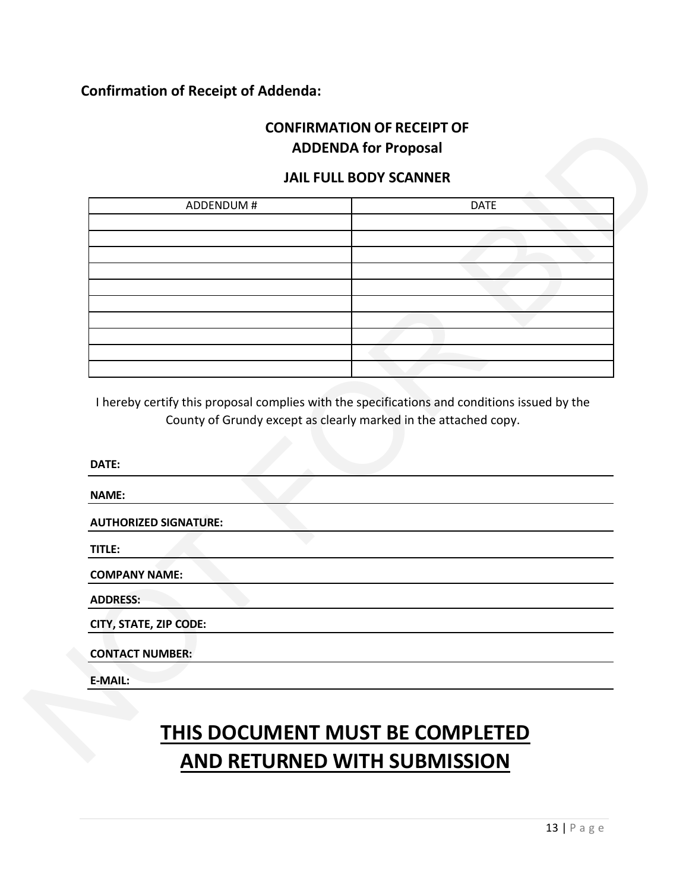**Confirmation of Receipt of Addenda:**

## CONFIRMATION OF RECEIPT OF ADDENDA for Proposal

### JAIL FULL BODY SCANNER

| ADDENDUM # | DATE |
|---|---|
| | |
| | |
| | |
| | |
| | |
| | |
| | |
| | |
| | |
| | |

I hereby certify this proposal complies with the specifications and conditions issued by the County of Grundy except as clearly marked in the attached copy.

**DATE:** ______________________________

**NAME:** ______________________________

**AUTHORIZED SIGNATURE:** ______________________________

**TITLE:** ______________________________

**COMPANY NAME:** ______________________________

**ADDRESS:** ______________________________

**CITY, STATE, ZIP CODE:** ______________________________

**CONTACT NUMBER:** ______________________________

**E-MAIL:** ______________________________

# **THIS DOCUMENT MUST BE COMPLETED AND RETURNED WITH SUBMISSION**